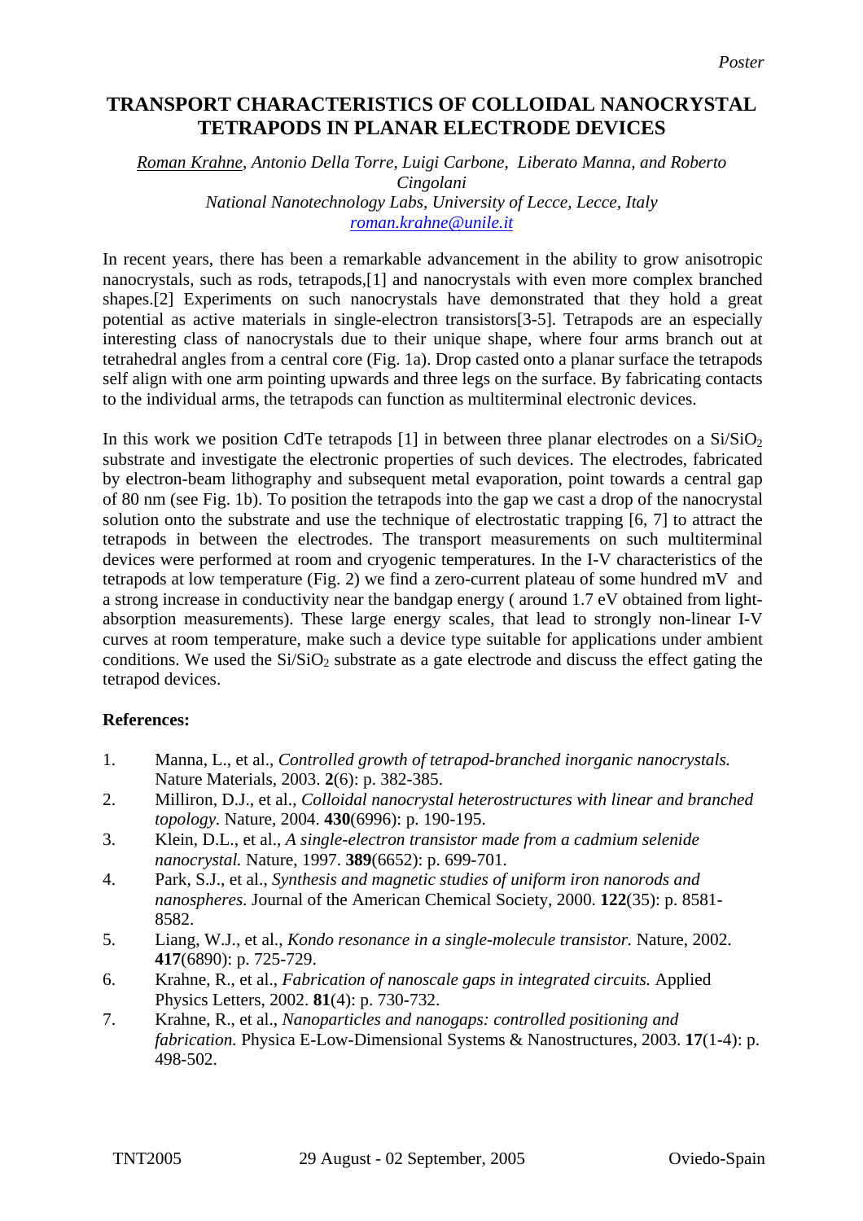Poster

# TRANSPORT CHARACTERISTICS OF COLLOIDAL NANOCRYSTAL TETRAPODS IN PLANAR ELECTRODE DEVICES

*Roman Krahne, Antonio Della Torre, Luigi Carbone, Liberato Manna, and Roberto Cingolani*
*National Nanotechnology Labs, University of Lecce, Lecce, Italy*
*roman.krahne@unile.it*

In recent years, there has been a remarkable advancement in the ability to grow anisotropic nanocrystals, such as rods, tetrapods,[1] and nanocrystals with even more complex branched shapes.[2] Experiments on such nanocrystals have demonstrated that they hold a great potential as active materials in single-electron transistors[3-5]. Tetrapods are an especially interesting class of nanocrystals due to their unique shape, where four arms branch out at tetrahedral angles from a central core (Fig. 1a). Drop casted onto a planar surface the tetrapods self align with one arm pointing upwards and three legs on the surface. By fabricating contacts to the individual arms, the tetrapods can function as multiterminal electronic devices.

In this work we position CdTe tetrapods [1] in between three planar electrodes on a $Si/SiO_2$ substrate and investigate the electronic properties of such devices. The electrodes, fabricated by electron-beam lithography and subsequent metal evaporation, point towards a central gap of 80 nm (see Fig. 1b). To position the tetrapods into the gap we cast a drop of the nanocrystal solution onto the substrate and use the technique of electrostatic trapping [6, 7] to attract the tetrapods in between the electrodes. The transport measurements on such multiterminal devices were performed at room and cryogenic temperatures. In the I-V characteristics of the tetrapods at low temperature (Fig. 2) we find a zero-current plateau of some hundred mV and a strong increase in conductivity near the bandgap energy ( around 1.7 eV obtained from light-absorption measurements). These large energy scales, that lead to strongly non-linear I-V curves at room temperature, make such a device type suitable for applications under ambient conditions. We used the $Si/SiO_2$ substrate as a gate electrode and discuss the effect gating the tetrapod devices.

**References:**

1. Manna, L., et al., *Controlled growth of tetrapod-branched inorganic nanocrystals.* Nature Materials, 2003. **2**(6): p. 382-385.
2. Milliron, D.J., et al., *Colloidal nanocrystal heterostructures with linear and branched topology.* Nature, 2004. **430**(6996): p. 190-195.
3. Klein, D.L., et al., *A single-electron transistor made from a cadmium selenide nanocrystal.* Nature, 1997. **389**(6652): p. 699-701.
4. Park, S.J., et al., *Synthesis and magnetic studies of uniform iron nanorods and nanospheres.* Journal of the American Chemical Society, 2000. **122**(35): p. 8581-8582.
5. Liang, W.J., et al., *Kondo resonance in a single-molecule transistor.* Nature, 2002. **417**(6890): p. 725-729.
6. Krahne, R., et al., *Fabrication of nanoscale gaps in integrated circuits.* Applied Physics Letters, 2002. **81**(4): p. 730-732.
7. Krahne, R., et al., *Nanoparticles and nanogaps: controlled positioning and fabrication.* Physica E-Low-Dimensional Systems & Nanostructures, 2003. **17**(1-4): p. 498-502.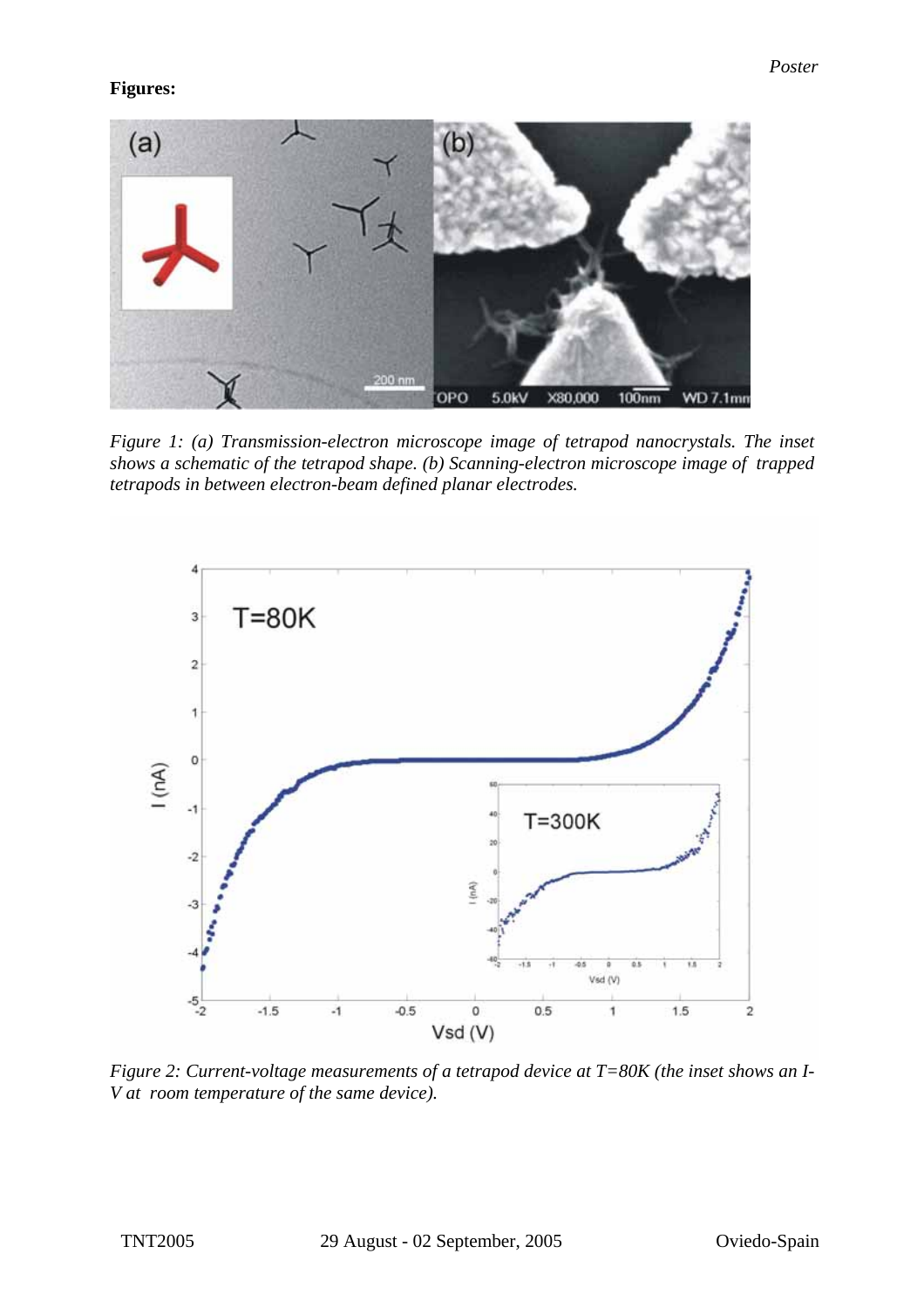**Figures:**

(a)

200 nm

(b)

OPO 5.0kV X80,000 100nm WD 7.1mm

*Figure 1: (a) Transmission-electron microscope image of tetrapod nanocrystals. The inset shows a schematic of the tetrapod shape. (b) Scanning-electron microscope image of trapped tetrapods in between electron-beam defined planar electrodes.*

T=80K

I (nA)

Vsd (V)

T=300K

I (nA)

Vsd (V)

*Figure 2: Current-voltage measurements of a tetrapod device at T=80K (the inset shows an I-V at room temperature of the same device).*